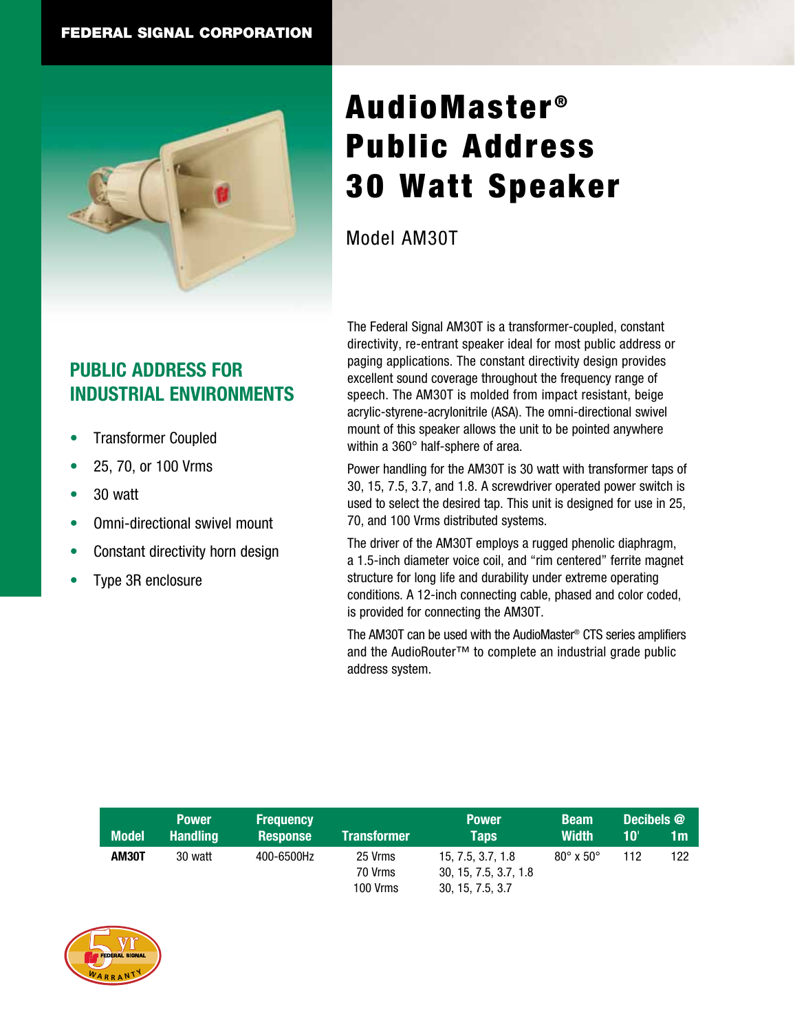FEDERAL SIGNAL CORPORATION

# AudioMaster® Public Address 30 Watt Speaker

Model AM30T

## PUBLIC ADDRESS FOR INDUSTRIAL ENVIRONMENTS

- Transformer Coupled
- 25, 70, or 100 Vrms
- 30 watt
- Omni-directional swivel mount
- Constant directivity horn design
- Type 3R enclosure

The Federal Signal AM30T is a transformer-coupled, constant directivity, re-entrant speaker ideal for most public address or paging applications. The constant directivity design provides excellent sound coverage throughout the frequency range of speech. The AM30T is molded from impact resistant, beige acrylic-styrene-acrylonitrile (ASA). The omni-directional swivel mount of this speaker allows the unit to be pointed anywhere within a 360° half-sphere of area.

Power handling for the AM30T is 30 watt with transformer taps of 30, 15, 7.5, 3.7, and 1.8. A screwdriver operated power switch is used to select the desired tap. This unit is designed for use in 25, 70, and 100 Vrms distributed systems.

The driver of the AM30T employs a rugged phenolic diaphragm, a 1.5-inch diameter voice coil, and "rim centered" ferrite magnet structure for long life and durability under extreme operating conditions. A 12-inch connecting cable, phased and color coded, is provided for connecting the AM30T.

The AM30T can be used with the AudioMaster® CTS series amplifiers and the AudioRouter™ to complete an industrial grade public address system.

| Model | Power Handling | Frequency Response | Transformer | Power Taps | Beam Width | Decibels @ 10' | Decibels @ 1m |
|---|---|---|---|---|---|---|---|
| **AM30T** | 30 watt | 400-6500Hz | 25 Vrms | 15, 7.5, 3.7, 1.8 | 80° x 50° | 112 | 122 |
| | | | 70 Vrms | 30, 15, 7.5, 3.7, 1.8 | | | |
| | | | 100 Vrms | 30, 15, 7.5, 3.7 | | | |

5 yr FEDERAL SIGNAL WARRANTY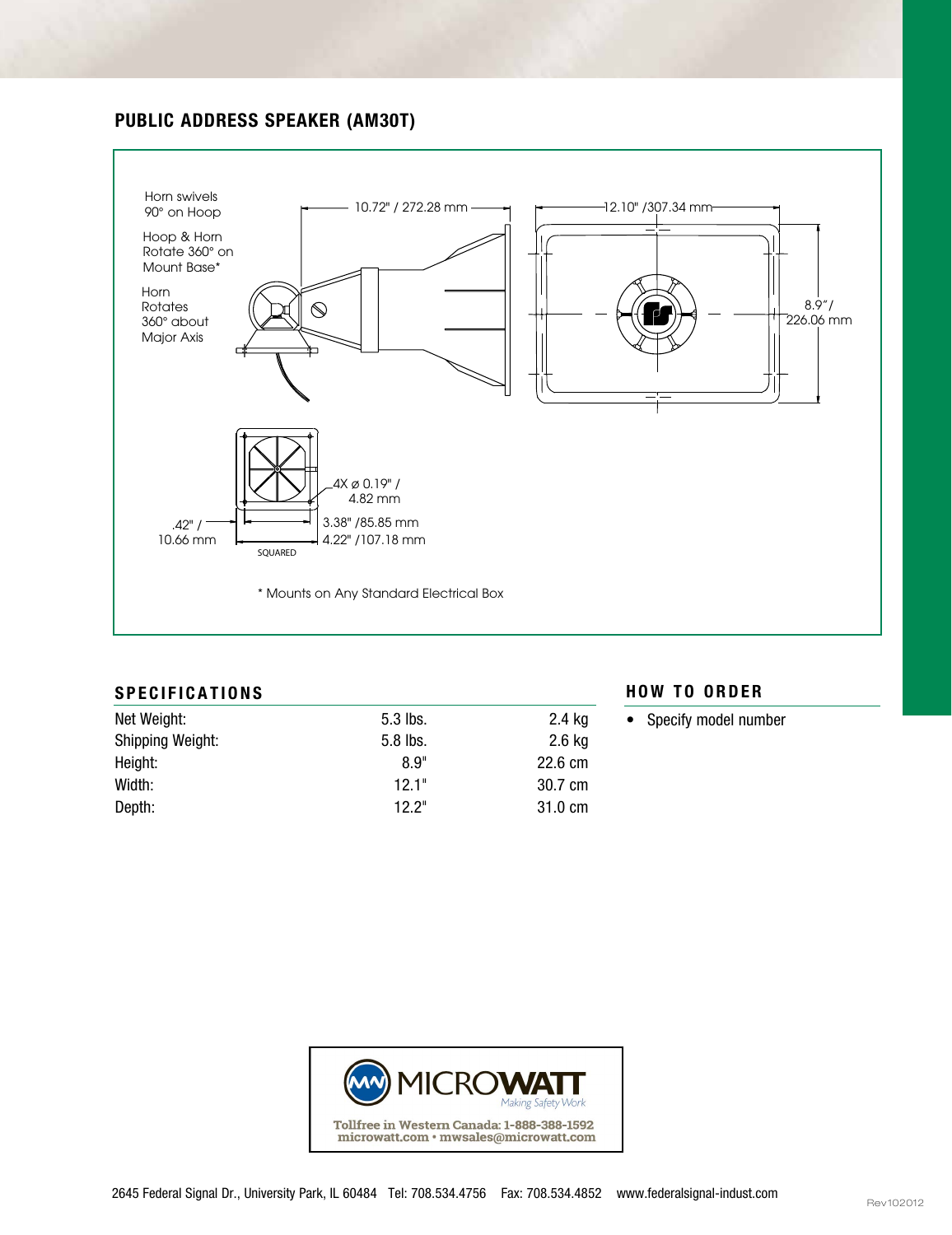## PUBLIC ADDRESS SPEAKER (AM30T)

Horn swivels 90° on Hoop

Hoop & Horn Rotate 360° on Mount Base*

Horn Rotates 360° about Major Axis

10.72" / 272.28 mm

12.10" /307.34 mm

8.9"/ 226.06 mm

4X ø 0.19" / 4.82 mm

.42" / 10.66 mm

3.38" /85.85 mm

4.22" /107.18 mm

SQUARED

\* Mounts on Any Standard Electrical Box

## SPECIFICATIONS

| | | |
|---|---|---|
| Net Weight: | 5.3 lbs. | 2.4 kg |
| Shipping Weight: | 5.8 lbs. | 2.6 kg |
| Height: | 8.9" | 22.6 cm |
| Width: | 12.1" | 30.7 cm |
| Depth: | 12.2" | 31.0 cm |

## HOW TO ORDER

- Specify model number

MICROWATT
Making Safety Work

Tollfree in Western Canada: 1-888-388-1592
microwatt.com • mwsales@microwatt.com

2645 Federal Signal Dr., University Park, IL 60484 Tel: 708.534.4756 Fax: 708.534.4852 www.federalsignal-indust.com

Rev102012